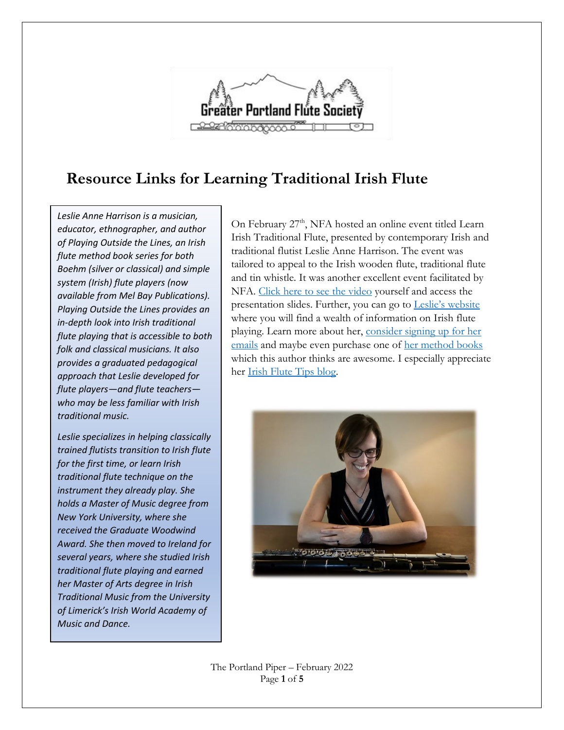# Resource Links for Learning Traditional Irish Flute

*Leslie Anne Harrison is a musician, educator, ethnographer, and author of Playing Outside the Lines, an Irish flute method book series for both Boehm (silver or classical) and simple system (Irish) flute players (now available from Mel Bay Publications). Playing Outside the Lines provides an in-depth look into Irish traditional flute playing that is accessible to both folk and classical musicians. It also provides a graduated pedagogical approach that Leslie developed for flute players—and flute teachers—who may be less familiar with Irish traditional music.*

*Leslie specializes in helping classically trained flutists transition to Irish flute for the first time, or learn Irish traditional flute technique on the instrument they already play. She holds a Master of Music degree from New York University, where she received the Graduate Woodwind Award. She then moved to Ireland for several years, where she studied Irish traditional flute playing and earned her Master of Arts degree in Irish Traditional Music from the University of Limerick's Irish World Academy of Music and Dance.*

On February 27th, NFA hosted an online event titled Learn Irish Traditional Flute, presented by contemporary Irish and traditional flutist Leslie Anne Harrison. The event was tailored to appeal to the Irish wooden flute, traditional flute and tin whistle. It was another excellent event facilitated by NFA. Click here to see the video yourself and access the presentation slides. Further, you can go to Leslie's website where you will find a wealth of information on Irish flute playing. Learn more about her, consider signing up for her emails and maybe even purchase one of her method books which this author thinks are awesome. I especially appreciate her Irish Flute Tips blog.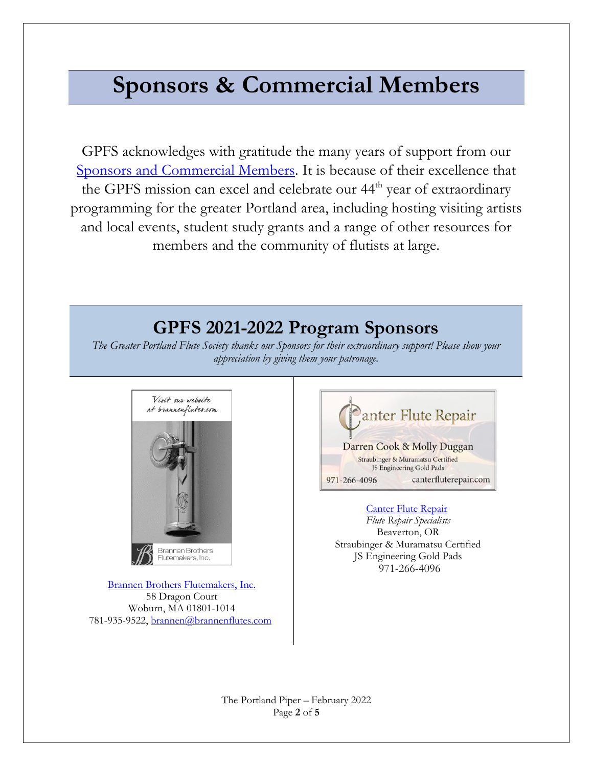# Sponsors & Commercial Members

GPFS acknowledges with gratitude the many years of support from our Sponsors and Commercial Members. It is because of their excellence that the GPFS mission can excel and celebrate our 44th year of extraordinary programming for the greater Portland area, including hosting visiting artists and local events, student study grants and a range of other resources for members and the community of flutists at large.

## GPFS 2021-2022 Program Sponsors

*The Greater Portland Flute Society thanks our Sponsors for their extraordinary support! Please show your appreciation by giving them your patronage.*

Brannen Brothers Flutemakers, Inc.
58 Dragon Court
Woburn, MA 01801-1014
781-935-9522, brannen@brannenflutes.com

Canter Flute Repair
*Flute Repair Specialists*
Beaverton, OR
Straubinger & Muramatsu Certified
JS Engineering Gold Pads
971-266-4096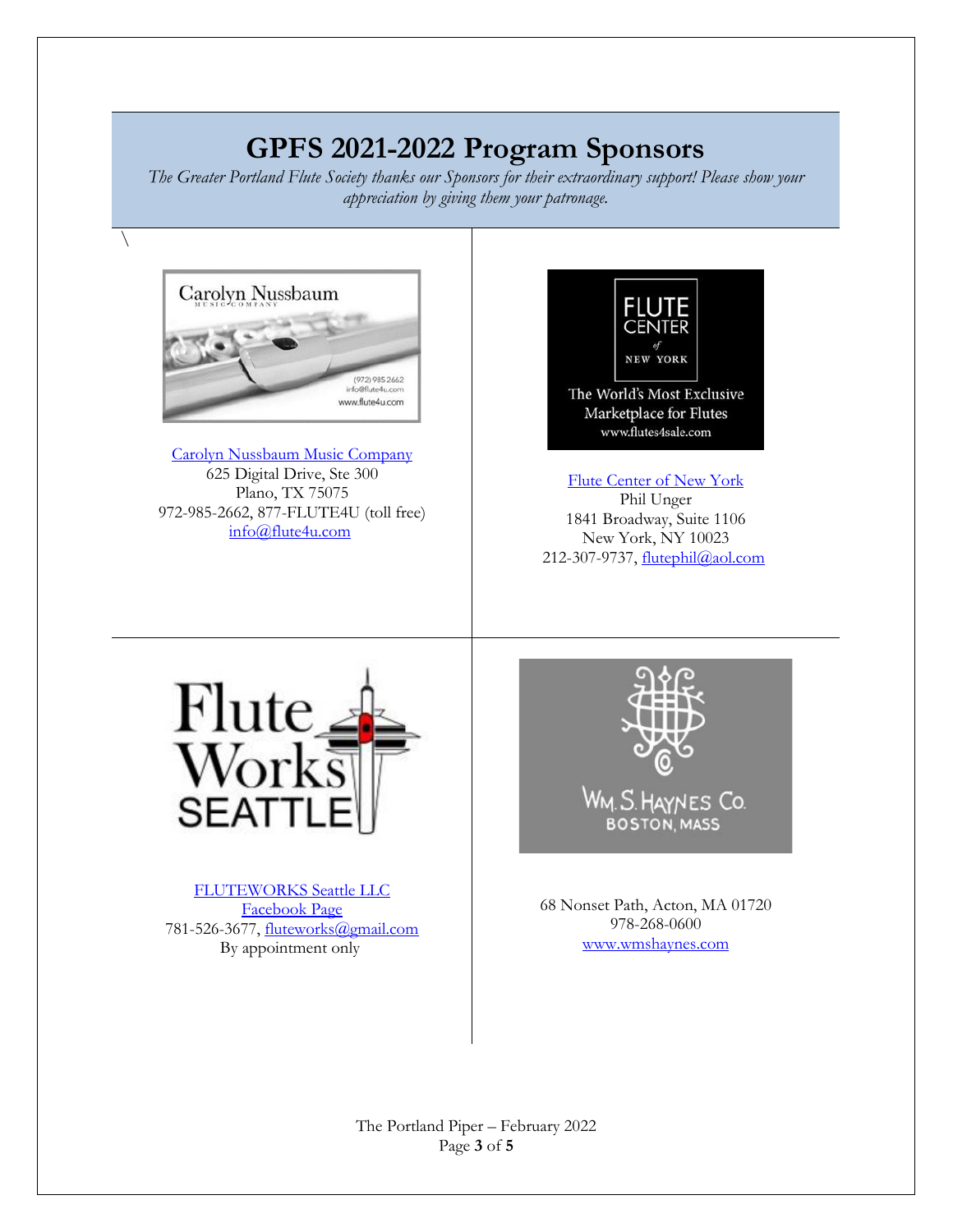# GPFS 2021-2022 Program Sponsors

*The Greater Portland Flute Society thanks our Sponsors for their extraordinary support! Please show your appreciation by giving them your patronage.*

\

Carolyn Nussbaum Music Company
625 Digital Drive, Ste 300
Plano, TX 75075
972-985-2662, 877-FLUTE4U (toll free)
info@flute4u.com

Flute Center of New York
Phil Unger
1841 Broadway, Suite 1106
New York, NY 10023
212-307-9737, flutephil@aol.com

FLUTEWORKS Seattle LLC
Facebook Page
781-526-3677, fluteworks@gmail.com
By appointment only

68 Nonset Path, Acton, MA 01720
978-268-0600
www.wmshaynes.com

The Portland Piper – February 2022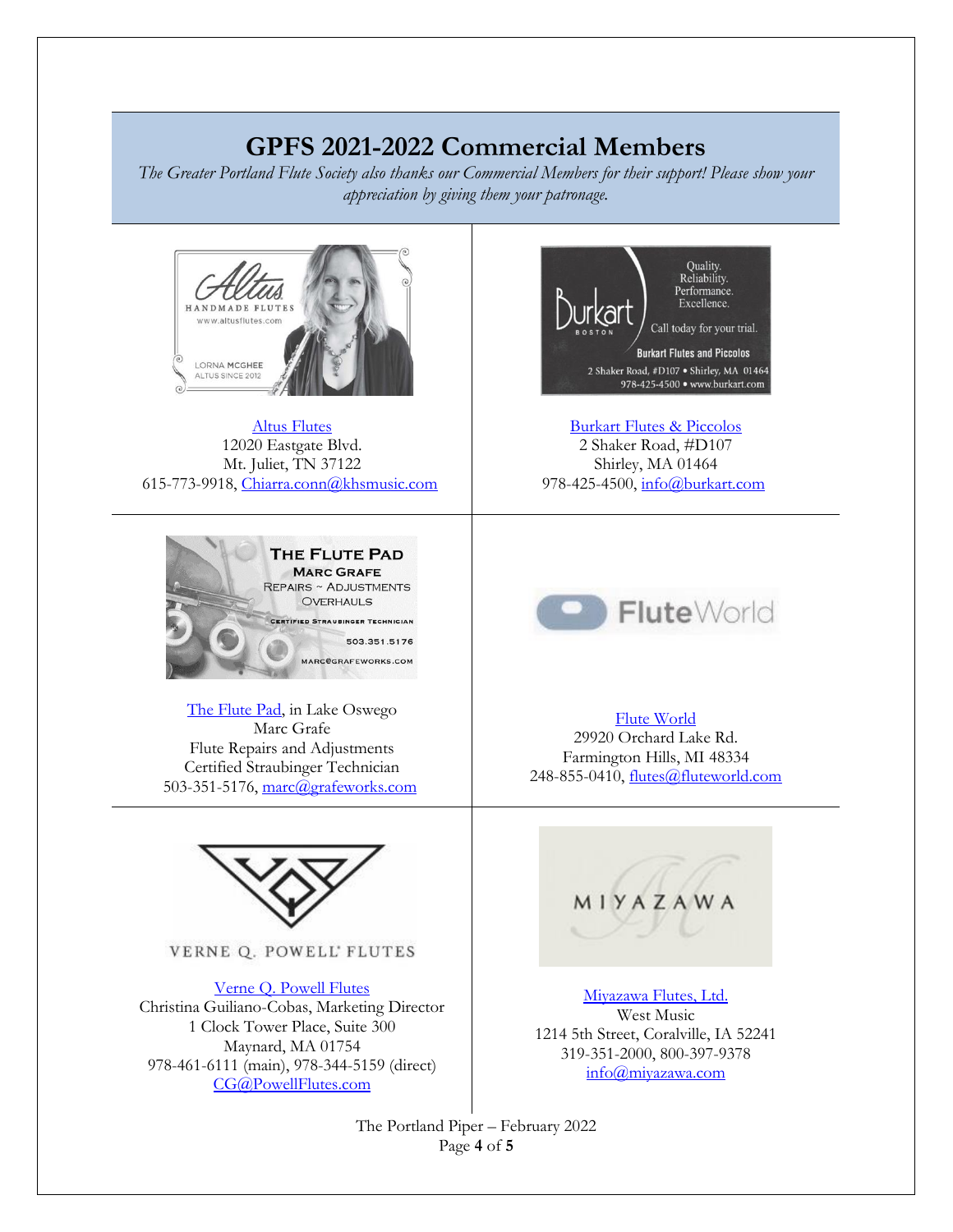# GPFS 2021-2022 Commercial Members

*The Greater Portland Flute Society also thanks our Commercial Members for their support! Please show your appreciation by giving them your patronage.*

Altus Flutes
12020 Eastgate Blvd.
Mt. Juliet, TN 37122
615-773-9918, Chiarra.conn@khsmusic.com

Burkart Flutes & Piccolos
2 Shaker Road, #D107
Shirley, MA 01464
978-425-4500, info@burkart.com

The Flute Pad, in Lake Oswego
Marc Grafe
Flute Repairs and Adjustments
Certified Straubinger Technician
503-351-5176, marc@grafeworks.com

Flute World
29920 Orchard Lake Rd.
Farmington Hills, MI 48334
248-855-0410, flutes@fluteworld.com

Verne Q. Powell Flutes
Christina Guiliano-Cobas, Marketing Director
1 Clock Tower Place, Suite 300
Maynard, MA 01754
978-461-6111 (main), 978-344-5159 (direct)
CG@PowellFlutes.com

Miyazawa Flutes, Ltd.
West Music
1214 5th Street, Coralville, IA 52241
319-351-2000, 800-397-9378
info@miyazawa.com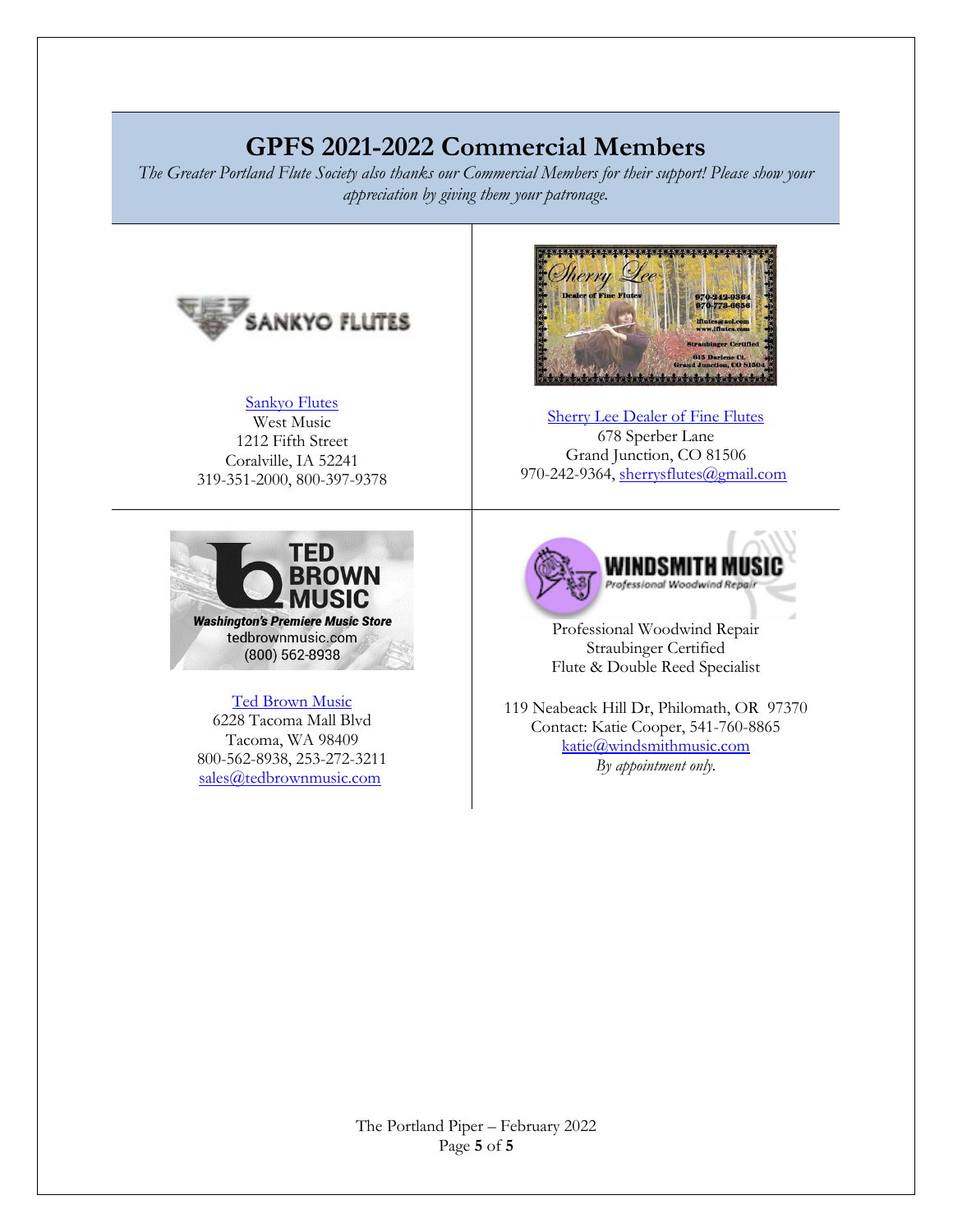# GPFS 2021-2022 Commercial Members

*The Greater Portland Flute Society also thanks our Commercial Members for their support! Please show your appreciation by giving them your patronage.*

Sankyo Flutes
West Music
1212 Fifth Street
Coralville, IA 52241
319-351-2000, 800-397-9378

Sherry Lee Dealer of Fine Flutes
678 Sperber Lane
Grand Junction, CO 81506
970-242-9364, sherrysflutes@gmail.com

Ted Brown Music
6228 Tacoma Mall Blvd
Tacoma, WA 98409
800-562-8938, 253-272-3211
sales@tedbrownmusic.com

Professional Woodwind Repair
Straubinger Certified
Flute & Double Reed Specialist

119 Neabeack Hill Dr, Philomath, OR 97370
Contact: Katie Cooper, 541-760-8865
katie@windsmithmusic.com
*By appointment only.*